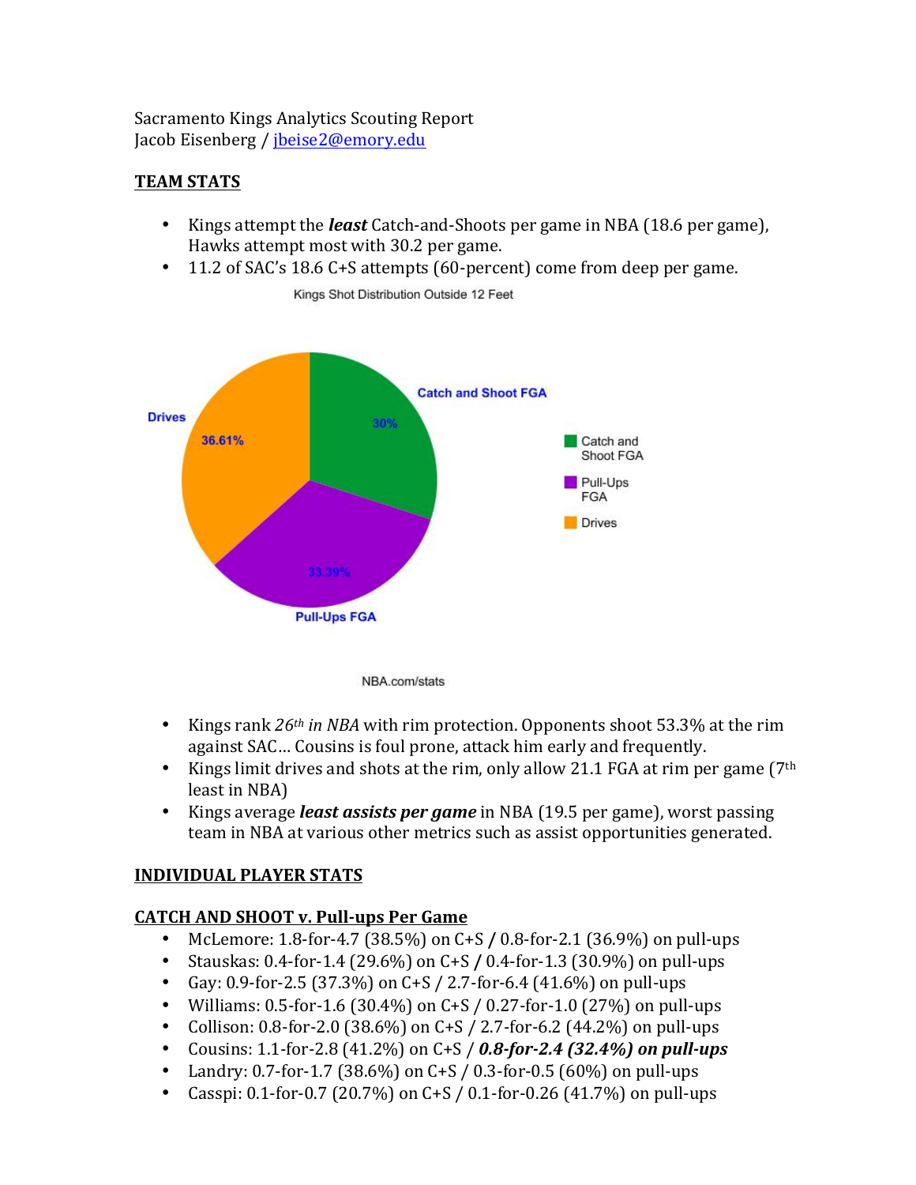Sacramento Kings Analytics Scouting Report
Jacob Eisenberg / [jbeise2@emory.edu](mailto:jbeise2@emory.edu)

## TEAM STATS

- Kings attempt the ***least*** Catch-and-Shoots per game in NBA (18.6 per game), Hawks attempt most with 30.2 per game.
- 11.2 of SAC's 18.6 C+S attempts (60-percent) come from deep per game.

Kings Shot Distribution Outside 12 Feet

| Shot Type | Share |
|---|---|
| Catch and Shoot FGA | 30% |
| Pull-Ups FGA | 33.39% |
| Drives | 36.61% |

NBA.com/stats

- Kings rank *26th in NBA* with rim protection. Opponents shoot 53.3% at the rim against SAC… Cousins is foul prone, attack him early and frequently.
- Kings limit drives and shots at the rim, only allow 21.1 FGA at rim per game (7th least in NBA)
- Kings average ***least assists per game*** in NBA (19.5 per game), worst passing team in NBA at various other metrics such as assist opportunities generated.

## INDIVIDUAL PLAYER STATS

### CATCH AND SHOOT v. Pull-ups Per Game

- McLemore: 1.8-for-4.7 (38.5%) on C+S **/** 0.8-for-2.1 (36.9%) on pull-ups
- Stauskas: 0.4-for-1.4 (29.6%) on C+S / 0.4-for-1.3 (30.9%) on pull-ups
- Gay: 0.9-for-2.5 (37.3%) on C+S / 2.7-for-6.4 (41.6%) on pull-ups
- Williams: 0.5-for-1.6 (30.4%) on C+S / 0.27-for-1.0 (27%) on pull-ups
- Collison: 0.8-for-2.0 (38.6%) on C+S / 2.7-for-6.2 (44.2%) on pull-ups
- Cousins: 1.1-for-2.8 (41.2%) on C+S **/ *0.8-for-2.4 (32.4%) on pull-ups***
- Landry: 0.7-for-1.7 (38.6%) on C+S / 0.3-for-0.5 (60%) on pull-ups
- Casspi: 0.1-for-0.7 (20.7%) on C+S / 0.1-for-0.26 (41.7%) on pull-ups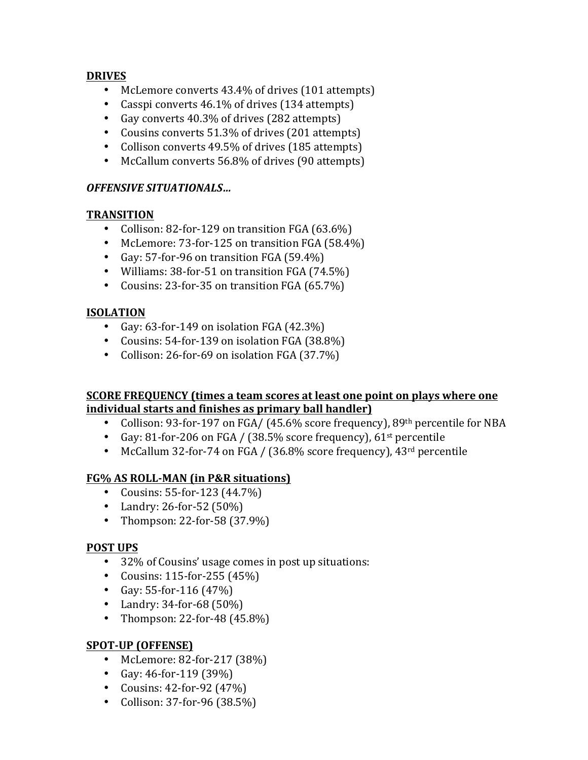**DRIVES**

- McLemore converts 43.4% of drives (101 attempts)
- Casspi converts 46.1% of drives (134 attempts)
- Gay converts 40.3% of drives (282 attempts)
- Cousins converts 51.3% of drives (201 attempts)
- Collison converts 49.5% of drives (185 attempts)
- McCallum converts 56.8% of drives (90 attempts)

***OFFENSIVE SITUATIONALS…***

**TRANSITION**

- Collison: 82-for-129 on transition FGA (63.6%)
- McLemore: 73-for-125 on transition FGA (58.4%)
- Gay: 57-for-96 on transition FGA (59.4%)
- Williams: 38-for-51 on transition FGA (74.5%)
- Cousins: 23-for-35 on transition FGA (65.7%)

**ISOLATION**

- Gay: 63-for-149 on isolation FGA (42.3%)
- Cousins: 54-for-139 on isolation FGA (38.8%)
- Collison: 26-for-69 on isolation FGA (37.7%)

**SCORE FREQUENCY (times a team scores at least one point on plays where one individual starts and finishes as primary ball handler)**

- Collison: 93-for-197 on FGA/ (45.6% score frequency), 89th percentile for NBA
- Gay: 81-for-206 on FGA / (38.5% score frequency), 61st percentile
- McCallum 32-for-74 on FGA / (36.8% score frequency), 43rd percentile

**FG% AS ROLL-MAN (in P&R situations)**

- Cousins: 55-for-123 (44.7%)
- Landry: 26-for-52 (50%)
- Thompson: 22-for-58 (37.9%)

**POST UPS**

- 32% of Cousins' usage comes in post up situations:
- Cousins: 115-for-255 (45%)
- Gay: 55-for-116 (47%)
- Landry: 34-for-68 (50%)
- Thompson: 22-for-48 (45.8%)

**SPOT-UP (OFFENSE)**

- McLemore: 82-for-217 (38%)
- Gay: 46-for-119 (39%)
- Cousins: 42-for-92 (47%)
- Collison: 37-for-96 (38.5%)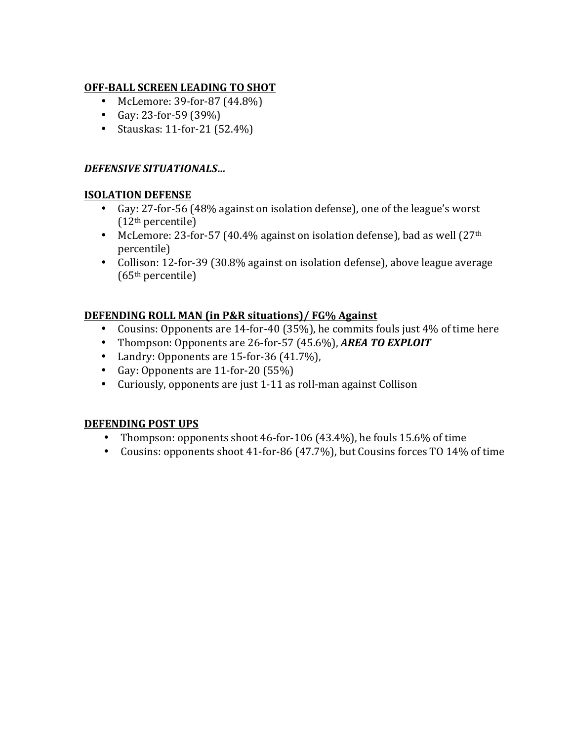**<u>OFF-BALL SCREEN LEADING TO SHOT</u>**

- McLemore: 39-for-87 (44.8%)
- Gay: 23-for-59 (39%)
- Stauskas: 11-for-21 (52.4%)

***DEFENSIVE SITUATIONALS…***

**<u>ISOLATION DEFENSE</u>**

- Gay: 27-for-56 (48% against on isolation defense), one of the league's worst (12th percentile)
- McLemore: 23-for-57 (40.4% against on isolation defense), bad as well (27th percentile)
- Collison: 12-for-39 (30.8% against on isolation defense), above league average (65th percentile)

**<u>DEFENDING ROLL MAN (in P&R situations)/ FG% Against</u>**

- Cousins: Opponents are 14-for-40 (35%), he commits fouls just 4% of time here
- Thompson: Opponents are 26-for-57 (45.6%), ***AREA TO EXPLOIT***
- Landry: Opponents are 15-for-36 (41.7%),
- Gay: Opponents are 11-for-20 (55%)
- Curiously, opponents are just 1-11 as roll-man against Collison

**<u>DEFENDING POST UPS</u>**

- Thompson: opponents shoot 46-for-106 (43.4%), he fouls 15.6% of time
- Cousins: opponents shoot 41-for-86 (47.7%), but Cousins forces TO 14% of time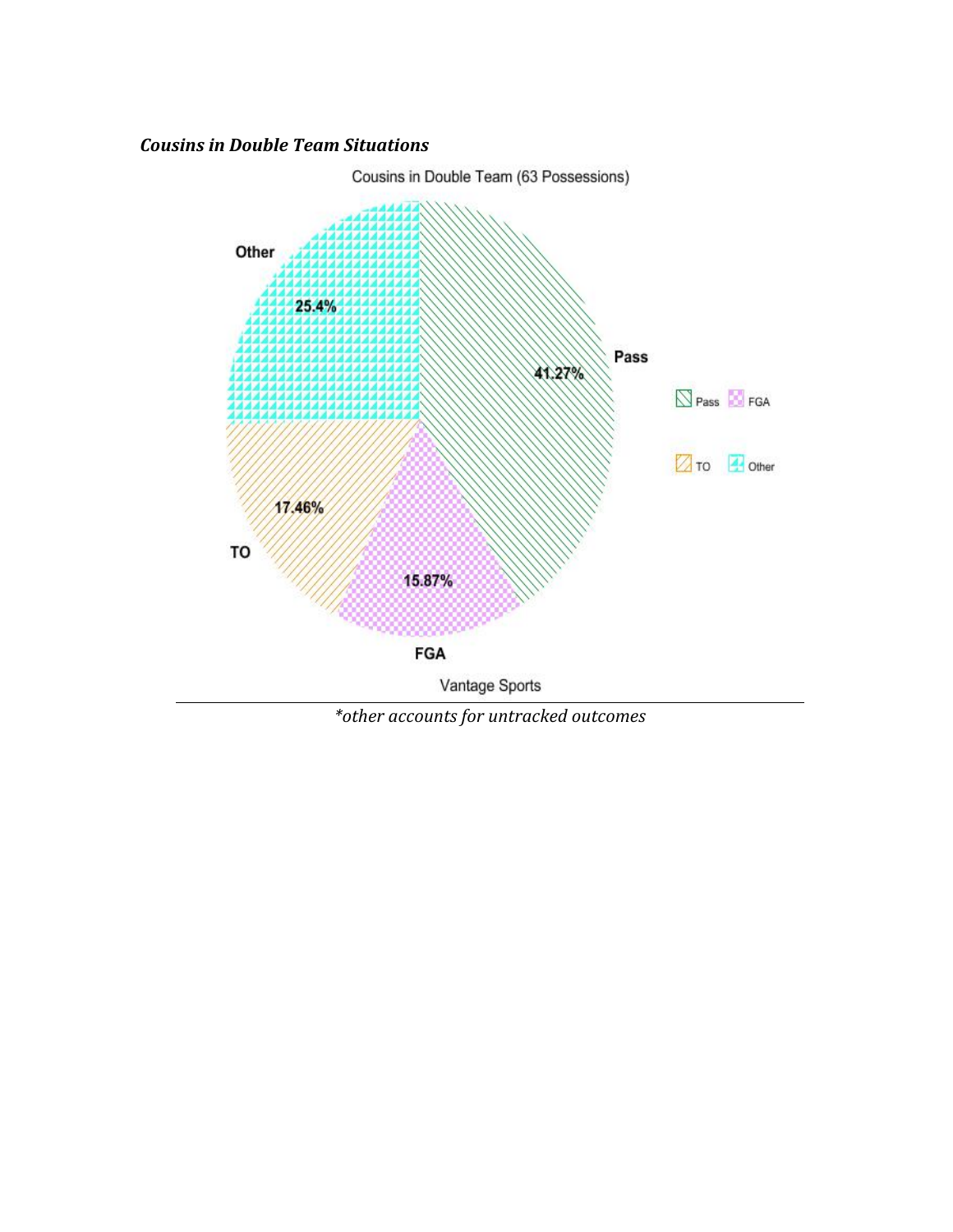***Cousins in Double Team Situations***

Cousins in Double Team (63 Possessions)

Other

25.4%

Pass

41.27%

17.46%

TO

15.87%

FGA

Pass FGA

TO Other

Vantage Sports

*\*other accounts for untracked outcomes*